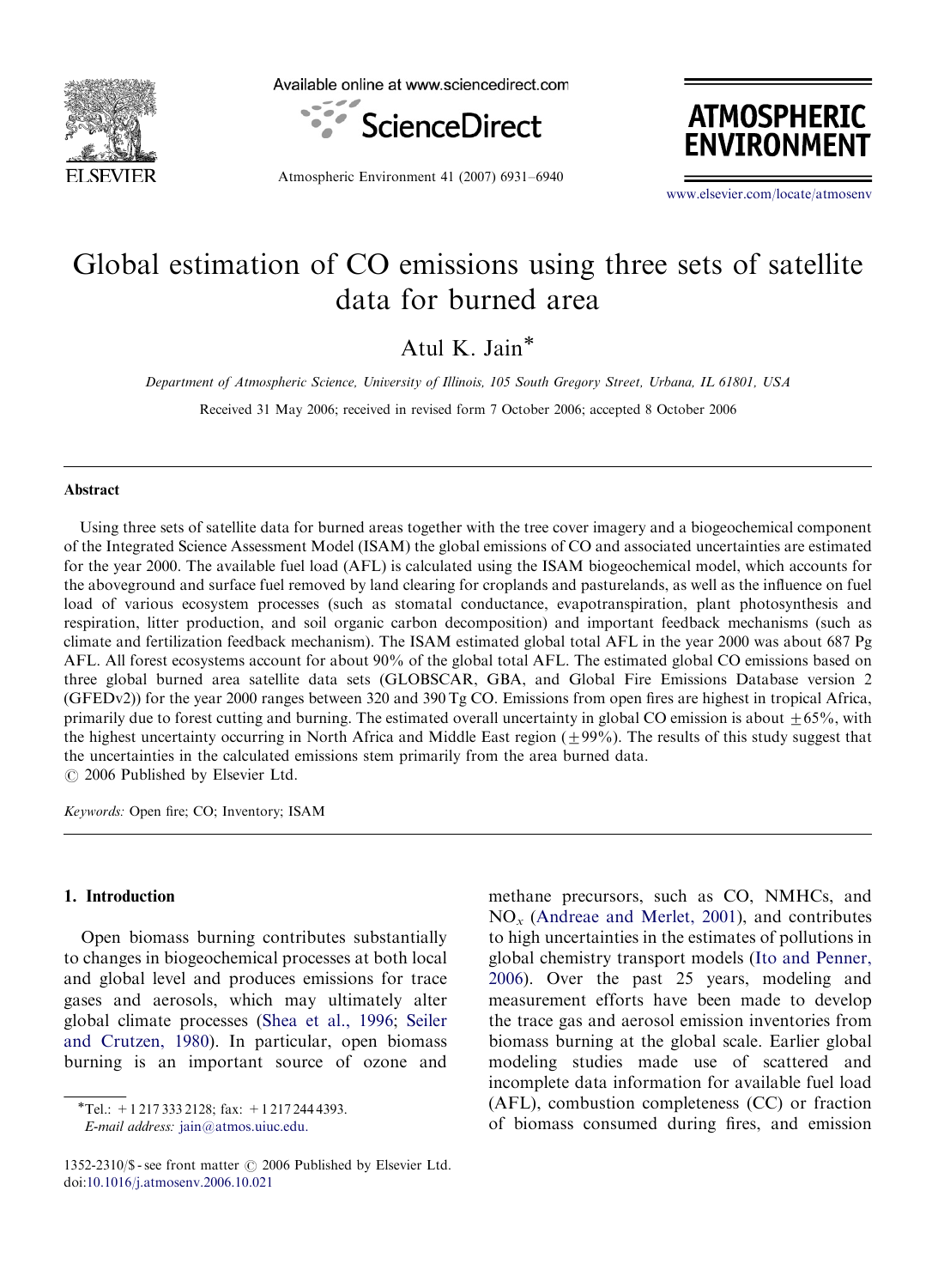# Global estimation of CO emissions using three sets of satellite data for burned area

Atul K. Jain*

*Department of Atmospheric Science, University of Illinois, 105 South Gregory Street, Urbana, IL 61801, USA*

Received 31 May 2006; received in revised form 7 October 2006; accepted 8 October 2006

## Abstract

Using three sets of satellite data for burned areas together with the tree cover imagery and a biogeochemical component of the Integrated Science Assessment Model (ISAM) the global emissions of CO and associated uncertainties are estimated for the year 2000. The available fuel load (AFL) is calculated using the ISAM biogeochemical model, which accounts for the aboveground and surface fuel removed by land clearing for croplands and pasturelands, as well as the influence on fuel load of various ecosystem processes (such as stomatal conductance, evapotranspiration, plant photosynthesis and respiration, litter production, and soil organic carbon decomposition) and important feedback mechanisms (such as climate and fertilization feedback mechanism). The ISAM estimated global total AFL in the year 2000 was about 687 Pg AFL. All forest ecosystems account for about 90% of the global total AFL. The estimated global CO emissions based on three global burned area satellite data sets (GLOBSCAR, GBA, and Global Fire Emissions Database version 2 (GFEDv2)) for the year 2000 ranges between 320 and 390 Tg CO. Emissions from open fires are highest in tropical Africa, primarily due to forest cutting and burning. The estimated overall uncertainty in global CO emission is about $\pm 65\%$, with the highest uncertainty occurring in North Africa and Middle East region ($\pm 99\%$). The results of this study suggest that the uncertainties in the calculated emissions stem primarily from the area burned data.

© 2006 Published by Elsevier Ltd.

*Keywords:* Open fire; CO; Inventory; ISAM

## 1. Introduction

Open biomass burning contributes substantially to changes in biogeochemical processes at both local and global level and produces emissions for trace gases and aerosols, which may ultimately alter global climate processes (Shea et al., 1996; Seiler and Crutzen, 1980). In particular, open biomass burning is an important source of ozone and methane precursors, such as CO, NMHCs, and $NO_x$ (Andreae and Merlet, 2001), and contributes to high uncertainties in the estimates of pollutions in global chemistry transport models (Ito and Penner, 2006). Over the past 25 years, modeling and measurement efforts have been made to develop the trace gas and aerosol emission inventories from biomass burning at the global scale. Earlier global modeling studies made use of scattered and incomplete data information for available fuel load (AFL), combustion completeness (CC) or fraction of biomass consumed during fires, and emission

*Tel.: +1 217 333 2128; fax: +1 217 244 4393.
*E-mail address:* jain@atmos.uiuc.edu.

1352-2310/$ - see front matter © 2006 Published by Elsevier Ltd.
doi:10.1016/j.atmosenv.2006.10.021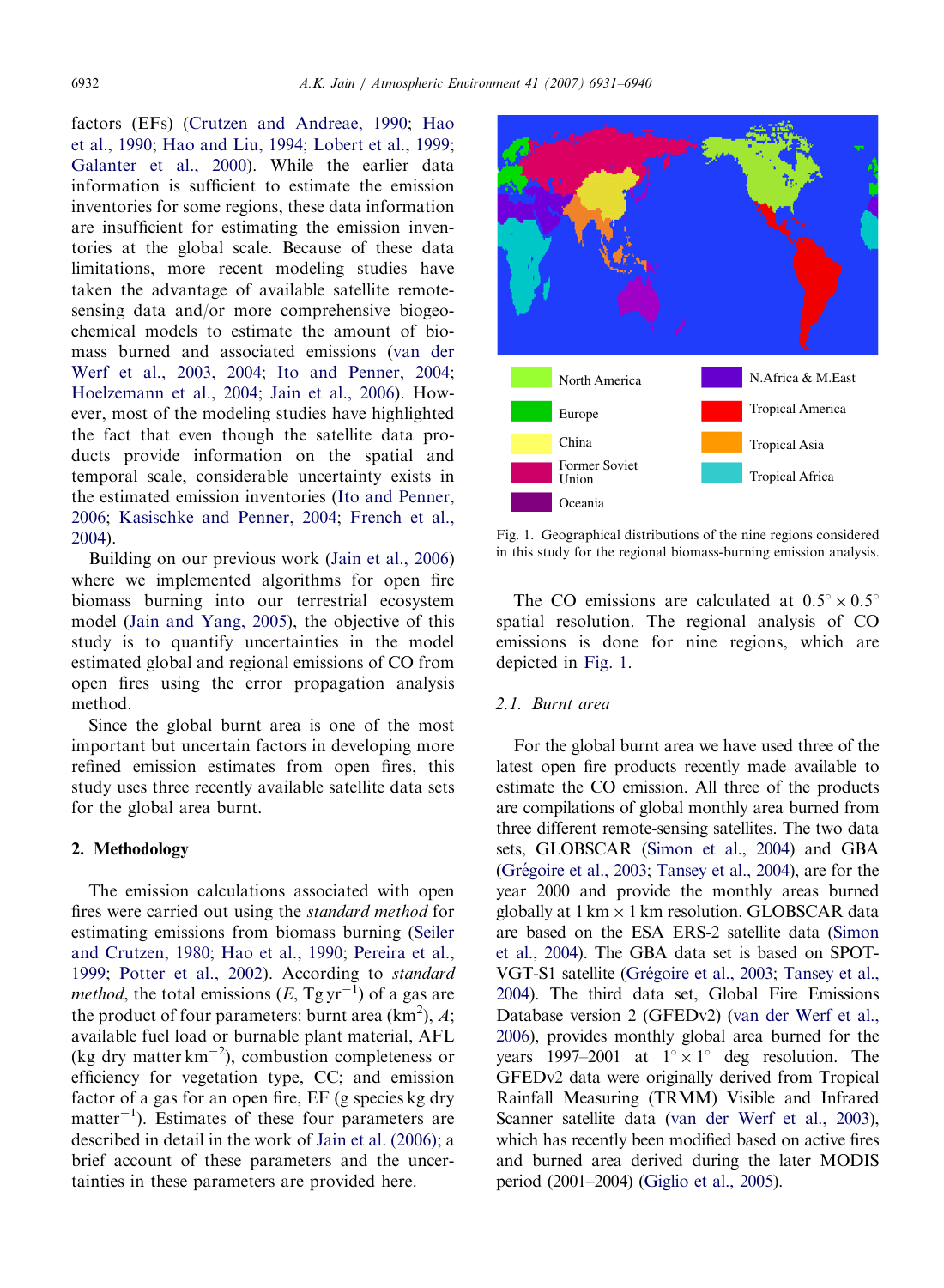factors (EFs) (Crutzen and Andreae, 1990; Hao et al., 1990; Hao and Liu, 1994; Lobert et al., 1999; Galanter et al., 2000). While the earlier data information is sufficient to estimate the emission inventories for some regions, these data information are insufficient for estimating the emission inventories at the global scale. Because of these data limitations, more recent modeling studies have taken the advantage of available satellite remote-sensing data and/or more comprehensive biogeochemical models to estimate the amount of biomass burned and associated emissions (van der Werf et al., 2003, 2004; Ito and Penner, 2004; Hoelzemann et al., 2004; Jain et al., 2006). However, most of the modeling studies have highlighted the fact that even though the satellite data products provide information on the spatial and temporal scale, considerable uncertainty exists in the estimated emission inventories (Ito and Penner, 2006; Kasischke and Penner, 2004; French et al., 2004).

Building on our previous work (Jain et al., 2006) where we implemented algorithms for open fire biomass burning into our terrestrial ecosystem model (Jain and Yang, 2005), the objective of this study is to quantify uncertainties in the model estimated global and regional emissions of CO from open fires using the error propagation analysis method.

Since the global burnt area is one of the most important but uncertain factors in developing more refined emission estimates from open fires, this study uses three recently available satellite data sets for the global area burnt.

## 2. Methodology

The emission calculations associated with open fires were carried out using the *standard method* for estimating emissions from biomass burning (Seiler and Crutzen, 1980; Hao et al., 1990; Pereira et al., 1999; Potter et al., 2002). According to *standard method*, the total emissions ($E$, Tg yr$^{-1}$) of a gas are the product of four parameters: burnt area (km$^2$), $A$; available fuel load or burnable plant material, AFL (kg dry matter km$^{-2}$), combustion completeness or efficiency for vegetation type, CC; and emission factor of a gas for an open fire, EF (g species kg dry matter$^{-1}$). Estimates of these four parameters are described in detail in the work of Jain et al. (2006); a brief account of these parameters and the uncertainties in these parameters are provided here.

Legend: North America, Europe, China, Former Soviet Union, Oceania, N.Africa & M.East, Tropical America, Tropical Asia, Tropical Africa

Fig. 1. Geographical distributions of the nine regions considered in this study for the regional biomass-burning emission analysis.

The CO emissions are calculated at $0.5^{\circ} \times 0.5^{\circ}$ spatial resolution. The regional analysis of CO emissions is done for nine regions, which are depicted in Fig. 1.

### 2.1. Burnt area

For the global burnt area we have used three of the latest open fire products recently made available to estimate the CO emission. All three of the products are compilations of global monthly area burned from three different remote-sensing satellites. The two data sets, GLOBSCAR (Simon et al., 2004) and GBA (Grégoire et al., 2003; Tansey et al., 2004), are for the year 2000 and provide the monthly areas burned globally at 1 km × 1 km resolution. GLOBSCAR data are based on the ESA ERS-2 satellite data (Simon et al., 2004). The GBA data set is based on SPOT-VGT-S1 satellite (Grégoire et al., 2003; Tansey et al., 2004). The third data set, Global Fire Emissions Database version 2 (GFEDv2) (van der Werf et al., 2006), provides monthly global area burned for the years 1997–2001 at $1^{\circ} \times 1^{\circ}$ deg resolution. The GFEDv2 data were originally derived from Tropical Rainfall Measuring (TRMM) Visible and Infrared Scanner satellite data (van der Werf et al., 2003), which has recently been modified based on active fires and burned area derived during the later MODIS period (2001–2004) (Giglio et al., 2005).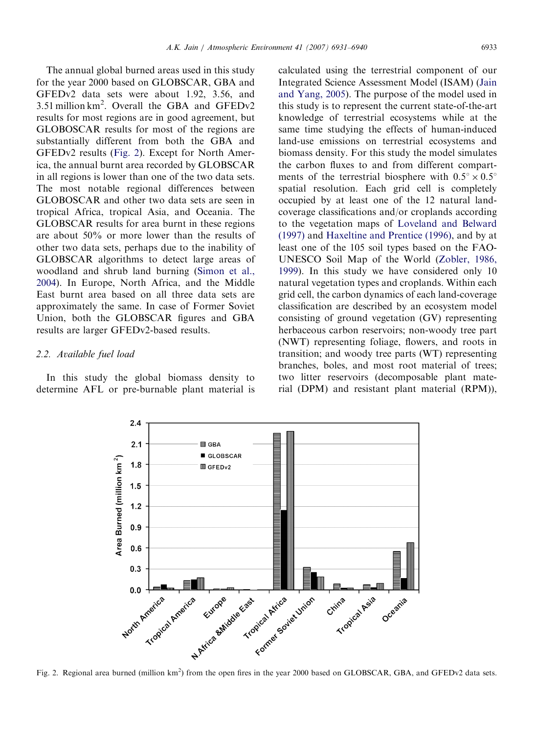The annual global burned areas used in this study for the year 2000 based on GLOBSCAR, GBA and GFEDv2 data sets were about 1.92, 3.56, and 3.51 million km$^2$. Overall the GBA and GFEDv2 results for most regions are in good agreement, but GLOBOSCAR results for most of the regions are substantially different from both the GBA and GFEDv2 results (Fig. 2). Except for North America, the annual burnt area recorded by GLOBSCAR in all regions is lower than one of the two data sets. The most notable regional differences between GLOBOSCAR and other two data sets are seen in tropical Africa, tropical Asia, and Oceania. The GLOBSCAR results for area burnt in these regions are about 50% or more lower than the results of other two data sets, perhaps due to the inability of GLOBSCAR algorithms to detect large areas of woodland and shrub land burning (Simon et al., 2004). In Europe, North Africa, and the Middle East burnt area based on all three data sets are approximately the same. In case of Former Soviet Union, both the GLOBSCAR figures and GBA results are larger GFEDv2-based results.

### 2.2. Available fuel load

In this study the global biomass density to determine AFL or pre-burnable plant material is calculated using the terrestrial component of our Integrated Science Assessment Model (ISAM) (Jain and Yang, 2005). The purpose of the model used in this study is to represent the current state-of-the-art knowledge of terrestrial ecosystems while at the same time studying the effects of human-induced land-use emissions on terrestrial ecosystems and biomass density. For this study the model simulates the carbon fluxes to and from different compartments of the terrestrial biosphere with $0.5^{\circ} \times 0.5^{\circ}$ spatial resolution. Each grid cell is completely occupied by at least one of the 12 natural land-coverage classifications and/or croplands according to the vegetation maps of Loveland and Belward (1997) and Haxeltine and Prentice (1996), and by at least one of the 105 soil types based on the FAO-UNESCO Soil Map of the World (Zobler, 1986, 1999). In this study we have considered only 10 natural vegetation types and croplands. Within each grid cell, the carbon dynamics of each land-coverage classification are described by an ecosystem model consisting of ground vegetation (GV) representing herbaceous carbon reservoirs; non-woody tree part (NWT) representing foliage, flowers, and roots in transition; and woody tree parts (WT) representing branches, boles, and most root material of trees; two litter reservoirs (decomposable plant material (DPM) and resistant plant material (RPM)),

Fig. 2. Regional area burned (million km$^2$) from the open fires in the year 2000 based on GLOBSCAR, GBA, and GFEDv2 data sets.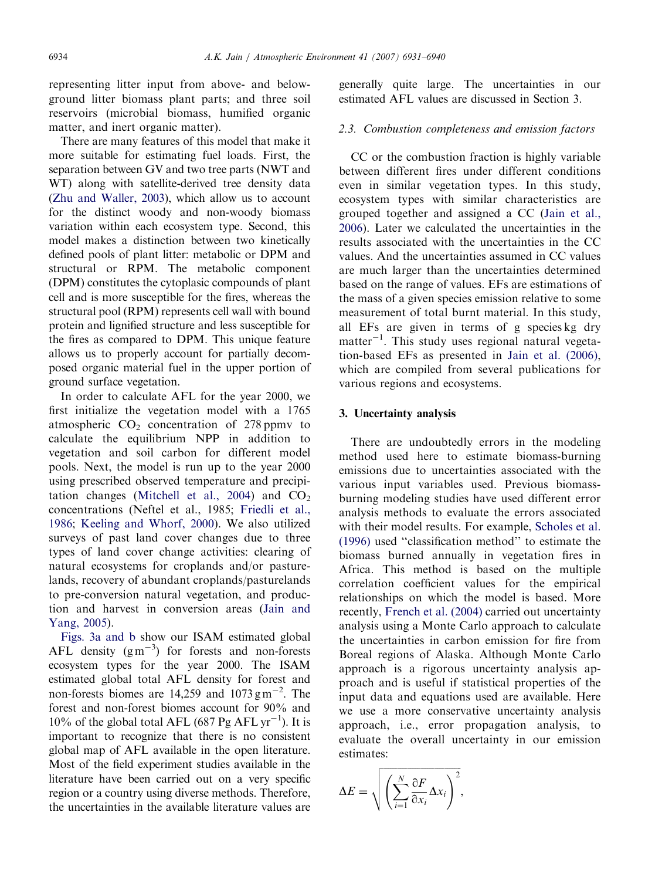representing litter input from above- and below-ground litter biomass plant parts; and three soil reservoirs (microbial biomass, humified organic matter, and inert organic matter).

There are many features of this model that make it more suitable for estimating fuel loads. First, the separation between GV and two tree parts (NWT and WT) along with satellite-derived tree density data (Zhu and Waller, 2003), which allow us to account for the distinct woody and non-woody biomass variation within each ecosystem type. Second, this model makes a distinction between two kinetically defined pools of plant litter: metabolic or DPM and structural or RPM. The metabolic component (DPM) constitutes the cytoplasic compounds of plant cell and is more susceptible for the fires, whereas the structural pool (RPM) represents cell wall with bound protein and lignified structure and less susceptible for the fires as compared to DPM. This unique feature allows us to properly account for partially decomposed organic material fuel in the upper portion of ground surface vegetation.

In order to calculate AFL for the year 2000, we first initialize the vegetation model with a 1765 atmospheric $CO_2$ concentration of 278 ppmv to calculate the equilibrium NPP in addition to vegetation and soil carbon for different model pools. Next, the model is run up to the year 2000 using prescribed observed temperature and precipitation changes (Mitchell et al., 2004) and $CO_2$ concentrations (Neftel et al., 1985; Friedli et al., 1986; Keeling and Whorf, 2000). We also utilized surveys of past land cover changes due to three types of land cover change activities: clearing of natural ecosystems for croplands and/or pasturelands, recovery of abundant croplands/pasturelands to pre-conversion natural vegetation, and production and harvest in conversion areas (Jain and Yang, 2005).

Figs. 3a and b show our ISAM estimated global AFL density ($g\,m^{-3}$) for forests and non-forests ecosystem types for the year 2000. The ISAM estimated global total AFL density for forest and non-forests biomes are 14,259 and 1073 $g\,m^{-2}$. The forest and non-forest biomes account for 90% and 10% of the global total AFL (687 Pg AFL $yr^{-1}$). It is important to recognize that there is no consistent global map of AFL available in the open literature. Most of the field experiment studies available in the literature have been carried out on a very specific region or a country using diverse methods. Therefore, the uncertainties in the available literature values are generally quite large. The uncertainties in our estimated AFL values are discussed in Section 3.

### 2.3. Combustion completeness and emission factors

CC or the combustion fraction is highly variable between different fires under different conditions even in similar vegetation types. In this study, ecosystem types with similar characteristics are grouped together and assigned a CC (Jain et al., 2006). Later we calculated the uncertainties in the results associated with the uncertainties in the CC values. And the uncertainties assumed in CC values are much larger than the uncertainties determined based on the range of values. EFs are estimations of the mass of a given species emission relative to some measurement of total burnt material. In this study, all EFs are given in terms of g species kg dry matter$^{-1}$. This study uses regional natural vegetation-based EFs as presented in Jain et al. (2006), which are compiled from several publications for various regions and ecosystems.

## 3. Uncertainty analysis

There are undoubtedly errors in the modeling method used here to estimate biomass-burning emissions due to uncertainties associated with the various input variables used. Previous biomass-burning modeling studies have used different error analysis methods to evaluate the errors associated with their model results. For example, Scholes et al. (1996) used "classification method" to estimate the biomass burned annually in vegetation fires in Africa. This method is based on the multiple correlation coefficient values for the empirical relationships on which the model is based. More recently, French et al. (2004) carried out uncertainty analysis using a Monte Carlo approach to calculate the uncertainties in carbon emission for fire from Boreal regions of Alaska. Although Monte Carlo approach is a rigorous uncertainty analysis approach and is useful if statistical properties of the input data and equations used are available. Here we use a more conservative uncertainty analysis approach, i.e., error propagation analysis, to evaluate the overall uncertainty in our emission estimates:

$$\Delta E = \sqrt{\left(\sum_{i=1}^{N} \frac{\partial F}{\partial x_i} \Delta x_i\right)^2},$$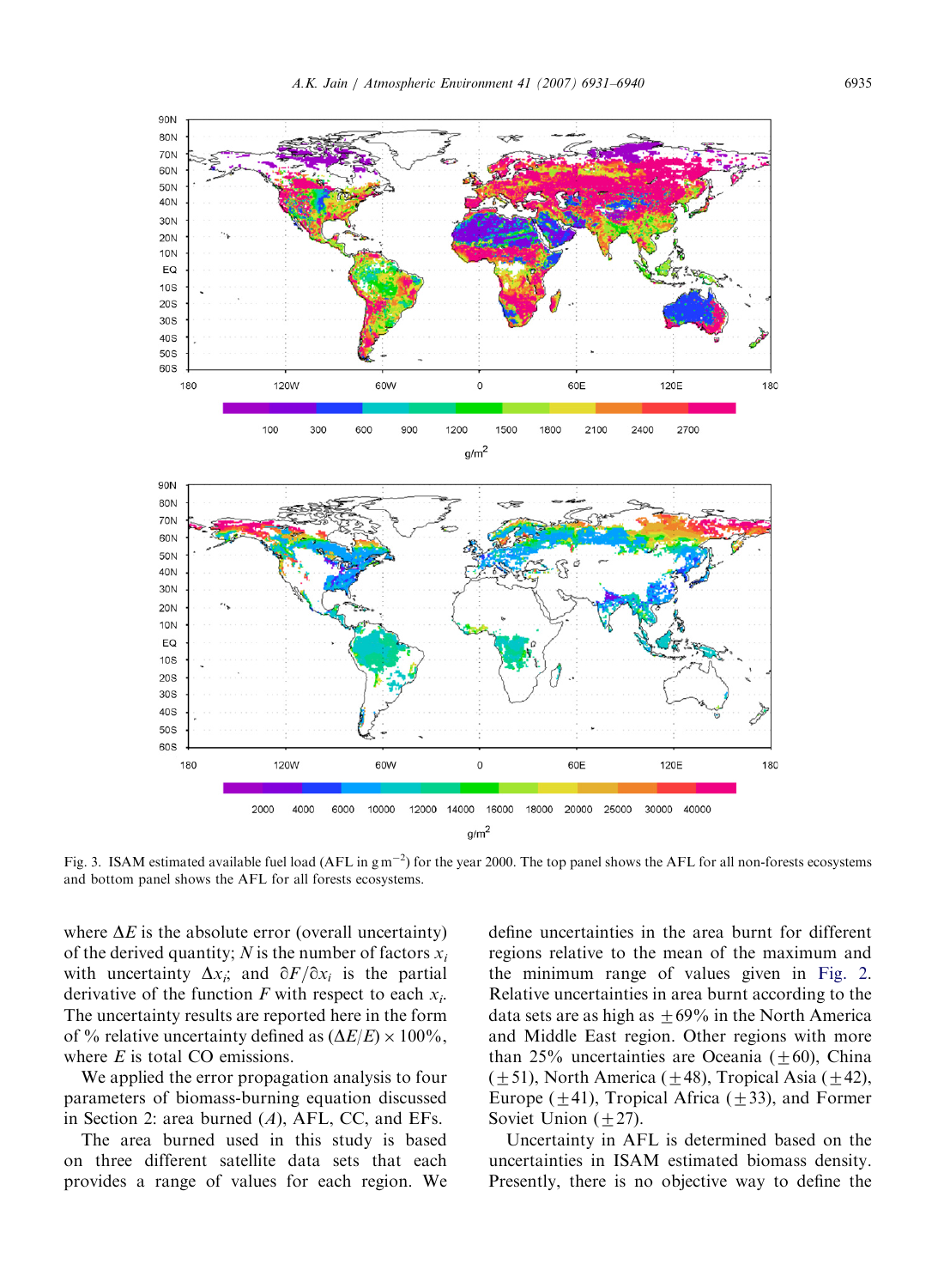Fig. 3. ISAM estimated available fuel load (AFL in g m$^{-2}$) for the year 2000. The top panel shows the AFL for all non-forests ecosystems and bottom panel shows the AFL for all forests ecosystems.

where $\Delta E$ is the absolute error (overall uncertainty) of the derived quantity; $N$ is the number of factors $x_i$ with uncertainty $\Delta x_i$; and $\partial F/\partial x_i$ is the partial derivative of the function $F$ with respect to each $x_i$. The uncertainty results are reported here in the form of % relative uncertainty defined as $(\Delta E/E) \times 100\%$, where $E$ is total CO emissions.

We applied the error propagation analysis to four parameters of biomass-burning equation discussed in Section 2: area burned ($A$), AFL, CC, and EFs.

The area burned used in this study is based on three different satellite data sets that each provides a range of values for each region. We define uncertainties in the area burnt for different regions relative to the mean of the maximum and the minimum range of values given in Fig. 2. Relative uncertainties in area burnt according to the data sets are as high as $\pm 69\%$ in the North America and Middle East region. Other regions with more than 25% uncertainties are Oceania ($\pm 60$), China ($\pm 51$), North America ($\pm 48$), Tropical Asia ($\pm 42$), Europe ($\pm 41$), Tropical Africa ($\pm 33$), and Former Soviet Union ($\pm 27$).

Uncertainty in AFL is determined based on the uncertainties in ISAM estimated biomass density. Presently, there is no objective way to define the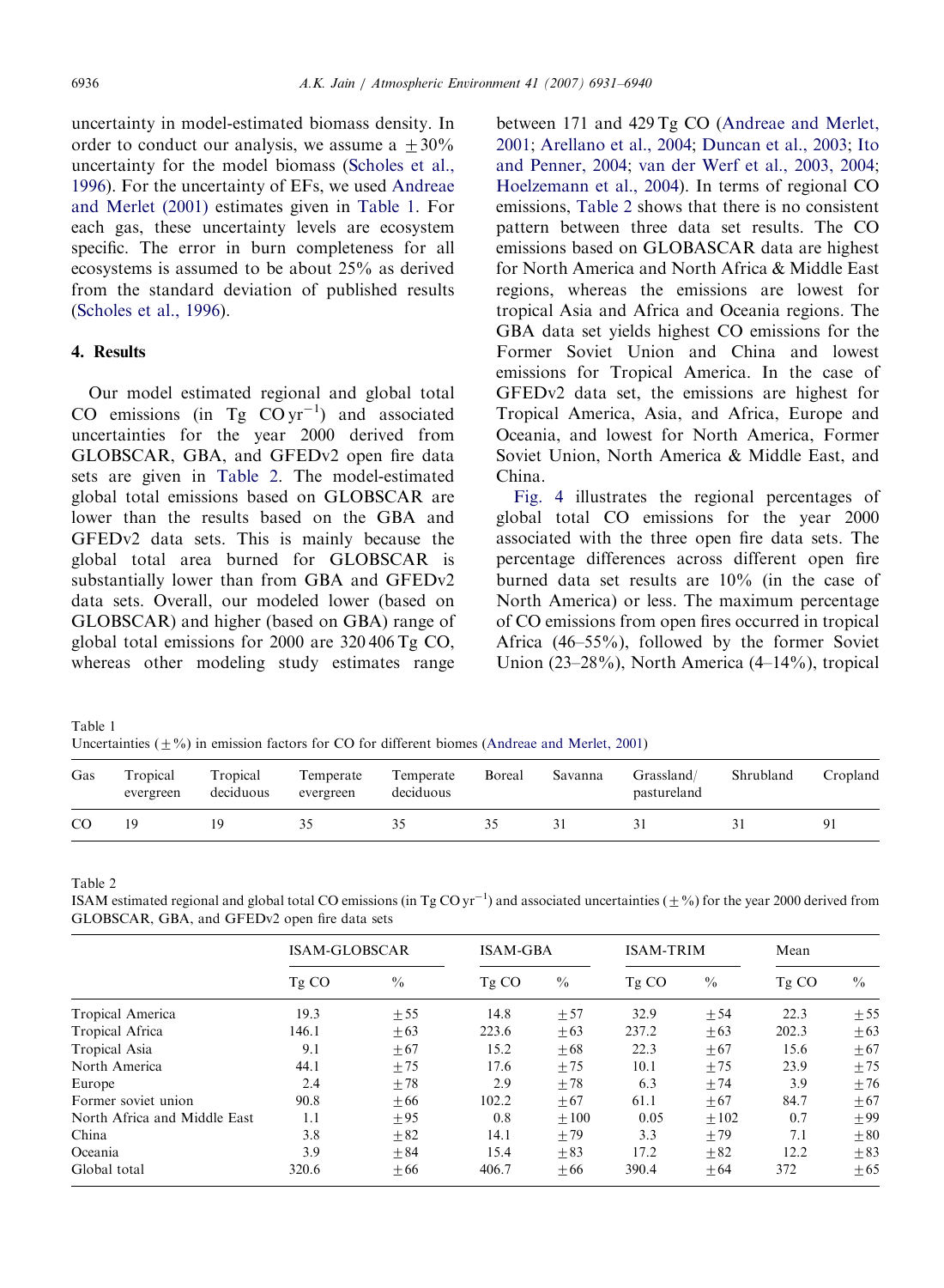uncertainty in model-estimated biomass density. In order to conduct our analysis, we assume a ±30% uncertainty for the model biomass (Scholes et al., 1996). For the uncertainty of EFs, we used Andreae and Merlet (2001) estimates given in Table 1. For each gas, these uncertainty levels are ecosystem specific. The error in burn completeness for all ecosystems is assumed to be about 25% as derived from the standard deviation of published results (Scholes et al., 1996).

## 4. Results

Our model estimated regional and global total CO emissions (in Tg CO $yr^{-1}$) and associated uncertainties for the year 2000 derived from GLOBSCAR, GBA, and GFEDv2 open fire data sets are given in Table 2. The model-estimated global total emissions based on GLOBSCAR are lower than the results based on the GBA and GFEDv2 data sets. This is mainly because the global total area burned for GLOBSCAR is substantially lower than from GBA and GFEDv2 data sets. Overall, our modeled lower (based on GLOBSCAR) and higher (based on GBA) range of global total emissions for 2000 are 320 406 Tg CO, whereas other modeling study estimates range between 171 and 429 Tg CO (Andreae and Merlet, 2001; Arellano et al., 2004; Duncan et al., 2003; Ito and Penner, 2004; van der Werf et al., 2003, 2004; Hoelzemann et al., 2004). In terms of regional CO emissions, Table 2 shows that there is no consistent pattern between three data set results. The CO emissions based on GLOBASCAR data are highest for North America and North Africa & Middle East regions, whereas the emissions are lowest for tropical Asia and Africa and Oceania regions. The GBA data set yields highest CO emissions for the Former Soviet Union and China and lowest emissions for Tropical America. In the case of GFEDv2 data set, the emissions are highest for Tropical America, Asia, and Africa, Europe and Oceania, and lowest for North America, Former Soviet Union, North America & Middle East, and China.

Fig. 4 illustrates the regional percentages of global total CO emissions for the year 2000 associated with the three open fire data sets. The percentage differences across different open fire burned data set results are 10% (in the case of North America) or less. The maximum percentage of CO emissions from open fires occurred in tropical Africa (46–55%), followed by the former Soviet Union (23–28%), North America (4–14%), tropical

Table 1
Uncertainties (±%) in emission factors for CO for different biomes (Andreae and Merlet, 2001)

| Gas | Tropical evergreen | Tropical deciduous | Temperate evergreen | Temperate deciduous | Boreal | Savanna | Grassland/ pastureland | Shrubland | Cropland |
|---|---|---|---|---|---|---|---|---|---|
| CO | 19 | 19 | 35 | 35 | 35 | 31 | 31 | 31 | 91 |

Table 2
ISAM estimated regional and global total CO emissions (in Tg CO $yr^{-1}$) and associated uncertainties (±%) for the year 2000 derived from GLOBSCAR, GBA, and GFEDv2 open fire data sets

| | ISAM-GLOBSCAR | | ISAM-GBA | | ISAM-TRIM | | Mean | |
|---|---|---|---|---|---|---|---|---|
| | Tg CO | % | Tg CO | % | Tg CO | % | Tg CO | % |
| Tropical America | 19.3 | ±55 | 14.8 | ±57 | 32.9 | ±54 | 22.3 | ±55 |
| Tropical Africa | 146.1 | ±63 | 223.6 | ±63 | 237.2 | ±63 | 202.3 | ±63 |
| Tropical Asia | 9.1 | ±67 | 15.2 | ±68 | 22.3 | ±67 | 15.6 | ±67 |
| North America | 44.1 | ±75 | 17.6 | ±75 | 10.1 | ±75 | 23.9 | ±75 |
| Europe | 2.4 | ±78 | 2.9 | ±78 | 6.3 | ±74 | 3.9 | ±76 |
| Former soviet union | 90.8 | ±66 | 102.2 | ±67 | 61.1 | ±67 | 84.7 | ±67 |
| North Africa and Middle East | 1.1 | ±95 | 0.8 | ±100 | 0.05 | ±102 | 0.7 | ±99 |
| China | 3.8 | ±82 | 14.1 | ±79 | 3.3 | ±79 | 7.1 | ±80 |
| Oceania | 3.9 | ±84 | 15.4 | ±83 | 17.2 | ±82 | 12.2 | ±83 |
| Global total | 320.6 | ±66 | 406.7 | ±66 | 390.4 | ±64 | 372 | ±65 |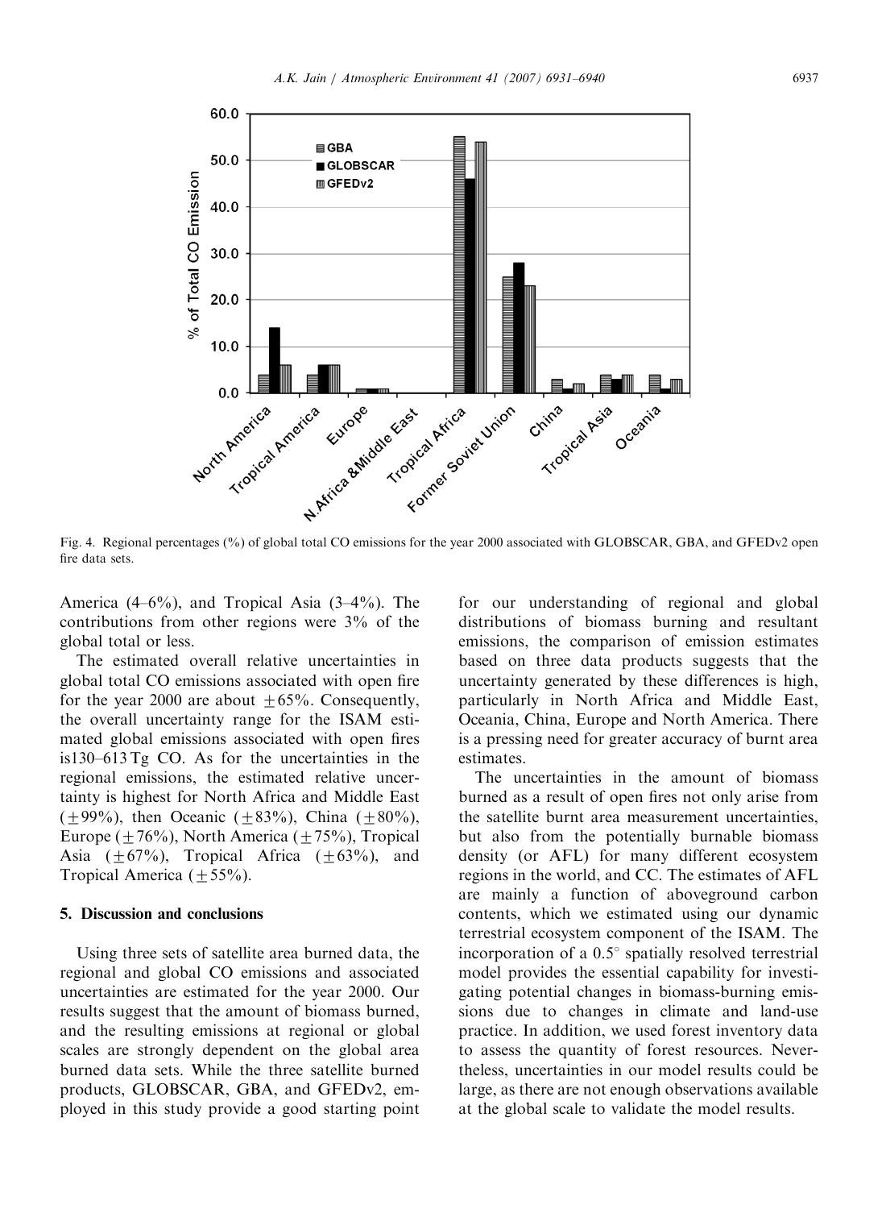Fig. 4. Regional percentages (%) of global total CO emissions for the year 2000 associated with GLOBSCAR, GBA, and GFEDv2 open fire data sets.

America (4–6%), and Tropical Asia (3–4%). The contributions from other regions were 3% of the global total or less.

The estimated overall relative uncertainties in global total CO emissions associated with open fire for the year 2000 are about $\pm 65\%$. Consequently, the overall uncertainty range for the ISAM estimated global emissions associated with open fires is130–613 Tg CO. As for the uncertainties in the regional emissions, the estimated relative uncertainty is highest for North Africa and Middle East ($\pm 99\%$), then Oceanic ($\pm 83\%$), China ($\pm 80\%$), Europe ($\pm 76\%$), North America ($\pm 75\%$), Tropical Asia ($\pm 67\%$), Tropical Africa ($\pm 63\%$), and Tropical America ($\pm 55\%$).

## 5. Discussion and conclusions

Using three sets of satellite area burned data, the regional and global CO emissions and associated uncertainties are estimated for the year 2000. Our results suggest that the amount of biomass burned, and the resulting emissions at regional or global scales are strongly dependent on the global area burned data sets. While the three satellite burned products, GLOBSCAR, GBA, and GFEDv2, employed in this study provide a good starting point for our understanding of regional and global distributions of biomass burning and resultant emissions, the comparison of emission estimates based on three data products suggests that the uncertainty generated by these differences is high, particularly in North Africa and Middle East, Oceania, China, Europe and North America. There is a pressing need for greater accuracy of burnt area estimates.

The uncertainties in the amount of biomass burned as a result of open fires not only arise from the satellite burnt area measurement uncertainties, but also from the potentially burnable biomass density (or AFL) for many different ecosystem regions in the world, and CC. The estimates of AFL are mainly a function of aboveground carbon contents, which we estimated using our dynamic terrestrial ecosystem component of the ISAM. The incorporation of a $0.5^{\circ}$ spatially resolved terrestrial model provides the essential capability for investigating potential changes in biomass-burning emissions due to changes in climate and land-use practice. In addition, we used forest inventory data to assess the quantity of forest resources. Nevertheless, uncertainties in our model results could be large, as there are not enough observations available at the global scale to validate the model results.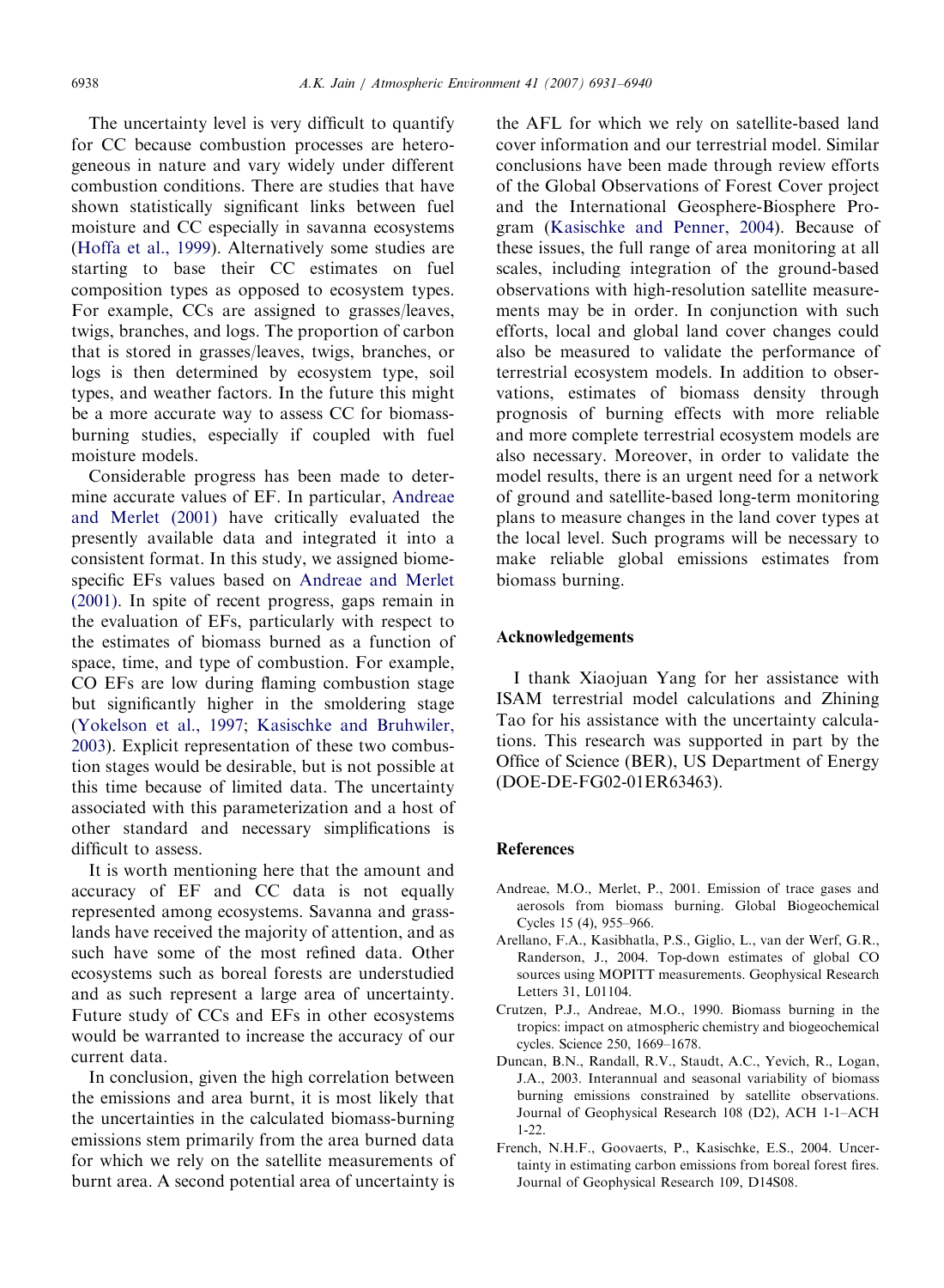The uncertainty level is very difficult to quantify for CC because combustion processes are heterogeneous in nature and vary widely under different combustion conditions. There are studies that have shown statistically significant links between fuel moisture and CC especially in savanna ecosystems (Hoffa et al., 1999). Alternatively some studies are starting to base their CC estimates on fuel composition types as opposed to ecosystem types. For example, CCs are assigned to grasses/leaves, twigs, branches, and logs. The proportion of carbon that is stored in grasses/leaves, twigs, branches, or logs is then determined by ecosystem type, soil types, and weather factors. In the future this might be a more accurate way to assess CC for biomass-burning studies, especially if coupled with fuel moisture models.

Considerable progress has been made to determine accurate values of EF. In particular, Andreae and Merlet (2001) have critically evaluated the presently available data and integrated it into a consistent format. In this study, we assigned biome-specific EFs values based on Andreae and Merlet (2001). In spite of recent progress, gaps remain in the evaluation of EFs, particularly with respect to the estimates of biomass burned as a function of space, time, and type of combustion. For example, CO EFs are low during flaming combustion stage but significantly higher in the smoldering stage (Yokelson et al., 1997; Kasischke and Bruhwiler, 2003). Explicit representation of these two combustion stages would be desirable, but is not possible at this time because of limited data. The uncertainty associated with this parameterization and a host of other standard and necessary simplifications is difficult to assess.

It is worth mentioning here that the amount and accuracy of EF and CC data is not equally represented among ecosystems. Savanna and grasslands have received the majority of attention, and as such have some of the most refined data. Other ecosystems such as boreal forests are understudied and as such represent a large area of uncertainty. Future study of CCs and EFs in other ecosystems would be warranted to increase the accuracy of our current data.

In conclusion, given the high correlation between the emissions and area burnt, it is most likely that the uncertainties in the calculated biomass-burning emissions stem primarily from the area burned data for which we rely on the satellite measurements of burnt area. A second potential area of uncertainty is the AFL for which we rely on satellite-based land cover information and our terrestrial model. Similar conclusions have been made through review efforts of the Global Observations of Forest Cover project and the International Geosphere-Biosphere Program (Kasischke and Penner, 2004). Because of these issues, the full range of area monitoring at all scales, including integration of the ground-based observations with high-resolution satellite measurements may be in order. In conjunction with such efforts, local and global land cover changes could also be measured to validate the performance of terrestrial ecosystem models. In addition to observations, estimates of biomass density through prognosis of burning effects with more reliable and more complete terrestrial ecosystem models are also necessary. Moreover, in order to validate the model results, there is an urgent need for a network of ground and satellite-based long-term monitoring plans to measure changes in the land cover types at the local level. Such programs will be necessary to make reliable global emissions estimates from biomass burning.

## Acknowledgements

I thank Xiaojuan Yang for her assistance with ISAM terrestrial model calculations and Zhining Tao for his assistance with the uncertainty calculations. This research was supported in part by the Office of Science (BER), US Department of Energy (DOE-DE-FG02-01ER63463).

## References

Andreae, M.O., Merlet, P., 2001. Emission of trace gases and aerosols from biomass burning. Global Biogeochemical Cycles 15 (4), 955–966.

Arellano, F.A., Kasibhatla, P.S., Giglio, L., van der Werf, G.R., Randerson, J., 2004. Top-down estimates of global CO sources using MOPITT measurements. Geophysical Research Letters 31, L01104.

Crutzen, P.J., Andreae, M.O., 1990. Biomass burning in the tropics: impact on atmospheric chemistry and biogeochemical cycles. Science 250, 1669–1678.

Duncan, B.N., Randall, R.V., Staudt, A.C., Yevich, R., Logan, J.A., 2003. Interannual and seasonal variability of biomass burning emissions constrained by satellite observations. Journal of Geophysical Research 108 (D2), ACH 1-1–ACH 1-22.

French, N.H.F., Goovaerts, P., Kasischke, E.S., 2004. Uncertainty in estimating carbon emissions from boreal forest fires. Journal of Geophysical Research 109, D14S08.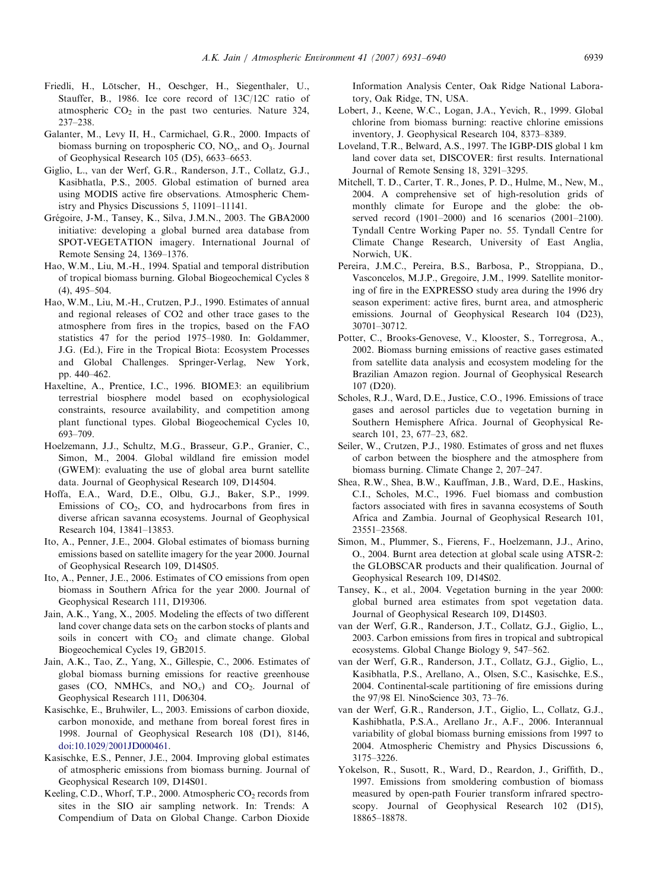Friedli, H., Lötscher, H., Oeschger, H., Siegenthaler, U., Stauffer, B., 1986. Ice core record of 13C/12C ratio of atmospheric $CO_2$ in the past two centuries. Nature 324, 237–238.

Galanter, M., Levy II, H., Carmichael, G.R., 2000. Impacts of biomass burning on tropospheric CO, $NO_x$, and $O_3$. Journal of Geophysical Research 105 (D5), 6633–6653.

Giglio, L., van der Werf, G.R., Randerson, J.T., Collatz, G.J., Kasibhatla, P.S., 2005. Global estimation of burned area using MODIS active fire observations. Atmospheric Chemistry and Physics Discussions 5, 11091–11141.

Grégoire, J-M., Tansey, K., Silva, J.M.N., 2003. The GBA2000 initiative: developing a global burned area database from SPOT-VEGETATION imagery. International Journal of Remote Sensing 24, 1369–1376.

Hao, W.M., Liu, M.-H., 1994. Spatial and temporal distribution of tropical biomass burning. Global Biogeochemical Cycles 8 (4), 495–504.

Hao, W.M., Liu, M.-H., Crutzen, P.J., 1990. Estimates of annual and regional releases of CO2 and other trace gases to the atmosphere from fires in the tropics, based on the FAO statistics 47 for the period 1975–1980. In: Goldammer, J.G. (Ed.), Fire in the Tropical Biota: Ecosystem Processes and Global Challenges. Springer-Verlag, New York, pp. 440–462.

Haxeltine, A., Prentice, I.C., 1996. BIOME3: an equilibrium terrestrial biosphere model based on ecophysiological constraints, resource availability, and competition among plant functional types. Global Biogeochemical Cycles 10, 693–709.

Hoelzemann, J.J., Schultz, M.G., Brasseur, G.P., Granier, C., Simon, M., 2004. Global wildland fire emission model (GWEM): evaluating the use of global area burnt satellite data. Journal of Geophysical Research 109, D14504.

Hoffa, E.A., Ward, D.E., Olbu, G.J., Baker, S.P., 1999. Emissions of $CO_2$, CO, and hydrocarbons from fires in diverse african savanna ecosystems. Journal of Geophysical Research 104, 13841–13853.

Ito, A., Penner, J.E., 2004. Global estimates of biomass burning emissions based on satellite imagery for the year 2000. Journal of Geophysical Research 109, D14S05.

Ito, A., Penner, J.E., 2006. Estimates of CO emissions from open biomass in Southern Africa for the year 2000. Journal of Geophysical Research 111, D19306.

Jain, A.K., Yang, X., 2005. Modeling the effects of two different land cover change data sets on the carbon stocks of plants and soils in concert with $CO_2$ and climate change. Global Biogeochemical Cycles 19, GB2015.

Jain, A.K., Tao, Z., Yang, X., Gillespie, C., 2006. Estimates of global biomass burning emissions for reactive greenhouse gases (CO, NMHCs, and $NO_x$) and $CO_2$. Journal of Geophysical Research 111, D06304.

Kasischke, E., Bruhwiler, L., 2003. Emissions of carbon dioxide, carbon monoxide, and methane from boreal forest fires in 1998. Journal of Geophysical Research 108 (D1), 8146, doi:10.1029/2001JD000461.

Kasischke, E.S., Penner, J.E., 2004. Improving global estimates of atmospheric emissions from biomass burning. Journal of Geophysical Research 109, D14S01.

Keeling, C.D., Whorf, T.P., 2000. Atmospheric $CO_2$ records from sites in the SIO air sampling network. In: Trends: A Compendium of Data on Global Change. Carbon Dioxide Information Analysis Center, Oak Ridge National Laboratory, Oak Ridge, TN, USA.

Lobert, J., Keene, W.C., Logan, J.A., Yevich, R., 1999. Global chlorine from biomass burning: reactive chlorine emissions inventory, J. Geophysical Research 104, 8373–8389.

Loveland, T.R., Belward, A.S., 1997. The IGBP-DIS global 1 km land cover data set, DISCOVER: first results. International Journal of Remote Sensing 18, 3291–3295.

Mitchell, T. D., Carter, T. R., Jones, P. D., Hulme, M., New, M., 2004. A comprehensive set of high-resolution grids of monthly climate for Europe and the globe: the observed record (1901–2000) and 16 scenarios (2001–2100). Tyndall Centre Working Paper no. 55. Tyndall Centre for Climate Change Research, University of East Anglia, Norwich, UK.

Pereira, J.M.C., Pereira, B.S., Barbosa, P., Stroppiana, D., Vasconcelos, M.J.P., Gregoire, J.M., 1999. Satellite monitoring of fire in the EXPRESSO study area during the 1996 dry season experiment: active fires, burnt area, and atmospheric emissions. Journal of Geophysical Research 104 (D23), 30701–30712.

Potter, C., Brooks-Genovese, V., Klooster, S., Torregrosa, A., 2002. Biomass burning emissions of reactive gases estimated from satellite data analysis and ecosystem modeling for the Brazilian Amazon region. Journal of Geophysical Research 107 (D20).

Scholes, R.J., Ward, D.E., Justice, C.O., 1996. Emissions of trace gases and aerosol particles due to vegetation burning in Southern Hemisphere Africa. Journal of Geophysical Research 101, 23, 677–23, 682.

Seiler, W., Crutzen, P.J., 1980. Estimates of gross and net fluxes of carbon between the biosphere and the atmosphere from biomass burning. Climate Change 2, 207–247.

Shea, R.W., Shea, B.W., Kauffman, J.B., Ward, D.E., Haskins, C.I., Scholes, M.C., 1996. Fuel biomass and combustion factors associated with fires in savanna ecosystems of South Africa and Zambia. Journal of Geophysical Research 101, 23551–23568.

Simon, M., Plummer, S., Fierens, F., Hoelzemann, J.J., Arino, O., 2004. Burnt area detection at global scale using ATSR-2: the GLOBSCAR products and their qualification. Journal of Geophysical Research 109, D14S02.

Tansey, K., et al., 2004. Vegetation burning in the year 2000: global burned area estimates from spot vegetation data. Journal of Geophysical Research 109, D14S03.

van der Werf, G.R., Randerson, J.T., Collatz, G.J., Giglio, L., 2003. Carbon emissions from fires in tropical and subtropical ecosystems. Global Change Biology 9, 547–562.

van der Werf, G.R., Randerson, J.T., Collatz, G.J., Giglio, L., Kasibhatla, P.S., Arellano, A., Olsen, S.C., Kasischke, E.S., 2004. Continental-scale partitioning of fire emissions during the 97/98 El. NinoScience 303, 73–76.

van der Werf, G.R., Randerson, J.T., Giglio, L., Collatz, G.J., Kashibhatla, P.S.A., Arellano Jr., A.F., 2006. Interannual variability of global biomass burning emissions from 1997 to 2004. Atmospheric Chemistry and Physics Discussions 6, 3175–3226.

Yokelson, R., Susott, R., Ward, D., Reardon, J., Griffith, D., 1997. Emissions from smoldering combustion of biomass measured by open-path Fourier transform infrared spectroscopy. Journal of Geophysical Research 102 (D15), 18865–18878.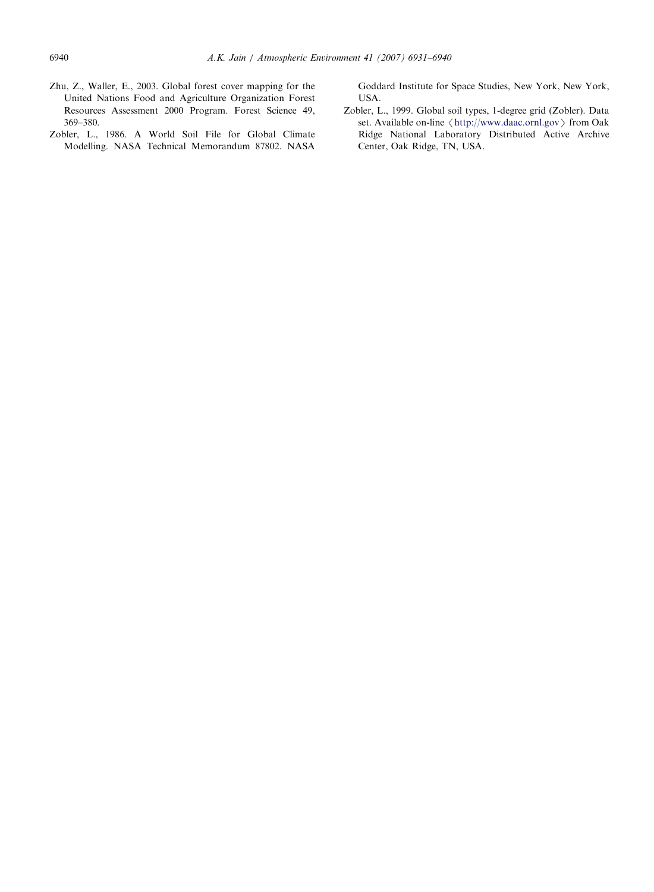Zhu, Z., Waller, E., 2003. Global forest cover mapping for the United Nations Food and Agriculture Organization Forest Resources Assessment 2000 Program. Forest Science 49, 369–380.

Zobler, L., 1986. A World Soil File for Global Climate Modelling. NASA Technical Memorandum 87802. NASA Goddard Institute for Space Studies, New York, New York, USA.

Zobler, L., 1999. Global soil types, 1-degree grid (Zobler). Data set. Available on-line ⟨http://www.daac.ornl.gov⟩ from Oak Ridge National Laboratory Distributed Active Archive Center, Oak Ridge, TN, USA.